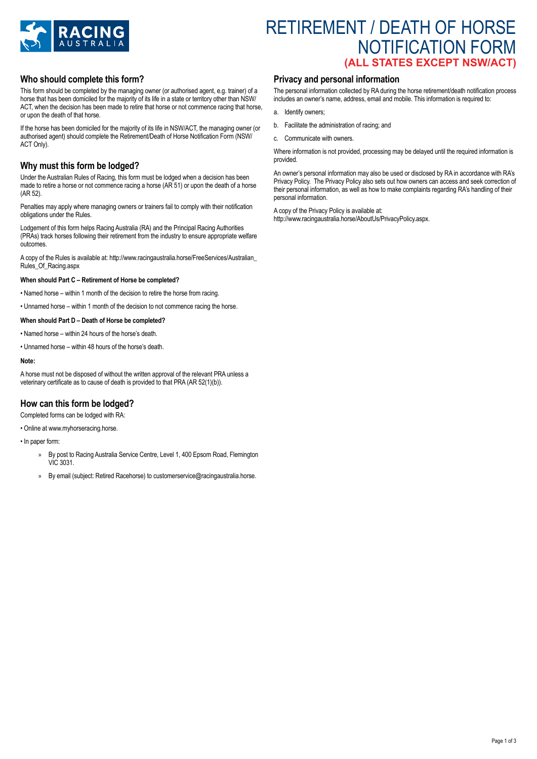RACING AUSTRALIA

# RETIREMENT / DEATH OF HORSE NOTIFICATION FORM

**(ALL STATES EXCEPT NSW/ACT)**

## Who should complete this form?

This form should be completed by the managing owner (or authorised agent, e.g. trainer) of a horse that has been domiciled for the majority of its life in a state or territory other than NSW/ACT, when the decision has been made to retire that horse or not commence racing that horse, or upon the death of that horse.

If the horse has been domiciled for the majority of its life in NSW/ACT, the managing owner (or authorised agent) should complete the Retirement/Death of Horse Notification Form (NSW/ACT Only).

## Why must this form be lodged?

Under the Australian Rules of Racing, this form must be lodged when a decision has been made to retire a horse or not commence racing a horse (AR 51) or upon the death of a horse (AR 52).

Penalties may apply where managing owners or trainers fail to comply with their notification obligations under the Rules.

Lodgement of this form helps Racing Australia (RA) and the Principal Racing Authorities (PRAs) track horses following their retirement from the industry to ensure appropriate welfare outcomes.

A copy of the Rules is available at: http://www.racingaustralia.horse/FreeServices/Australian_Rules_Of_Racing.aspx

**When should Part C – Retirement of Horse be completed?**

- Named horse – within 1 month of the decision to retire the horse from racing.
- Unnamed horse – within 1 month of the decision to not commence racing the horse.

**When should Part D – Death of Horse be completed?**

- Named horse – within 24 hours of the horse's death.
- Unnamed horse – within 48 hours of the horse's death.

**Note:**

A horse must not be disposed of without the written approval of the relevant PRA unless a veterinary certificate as to cause of death is provided to that PRA (AR 52(1)(b)).

## How can this form be lodged?

Completed forms can be lodged with RA:

- Online at www.myhorseracing.horse.
- In paper form:
  - By post to Racing Australia Service Centre, Level 1, 400 Epsom Road, Flemington VIC 3031.
  - By email (subject: Retired Racehorse) to customerservice@racingaustralia.horse.

## Privacy and personal information

The personal information collected by RA during the horse retirement/death notification process includes an owner's name, address, email and mobile. This information is required to:

a. Identify owners;

b. Facilitate the administration of racing; and

c. Communicate with owners.

Where information is not provided, processing may be delayed until the required information is provided.

An owner's personal information may also be used or disclosed by RA in accordance with RA's Privacy Policy. The Privacy Policy also sets out how owners can access and seek correction of their personal information, as well as how to make complaints regarding RA's handling of their personal information.

A copy of the Privacy Policy is available at:
http://www.racingaustralia.horse/AboutUs/PrivacyPolicy.aspx.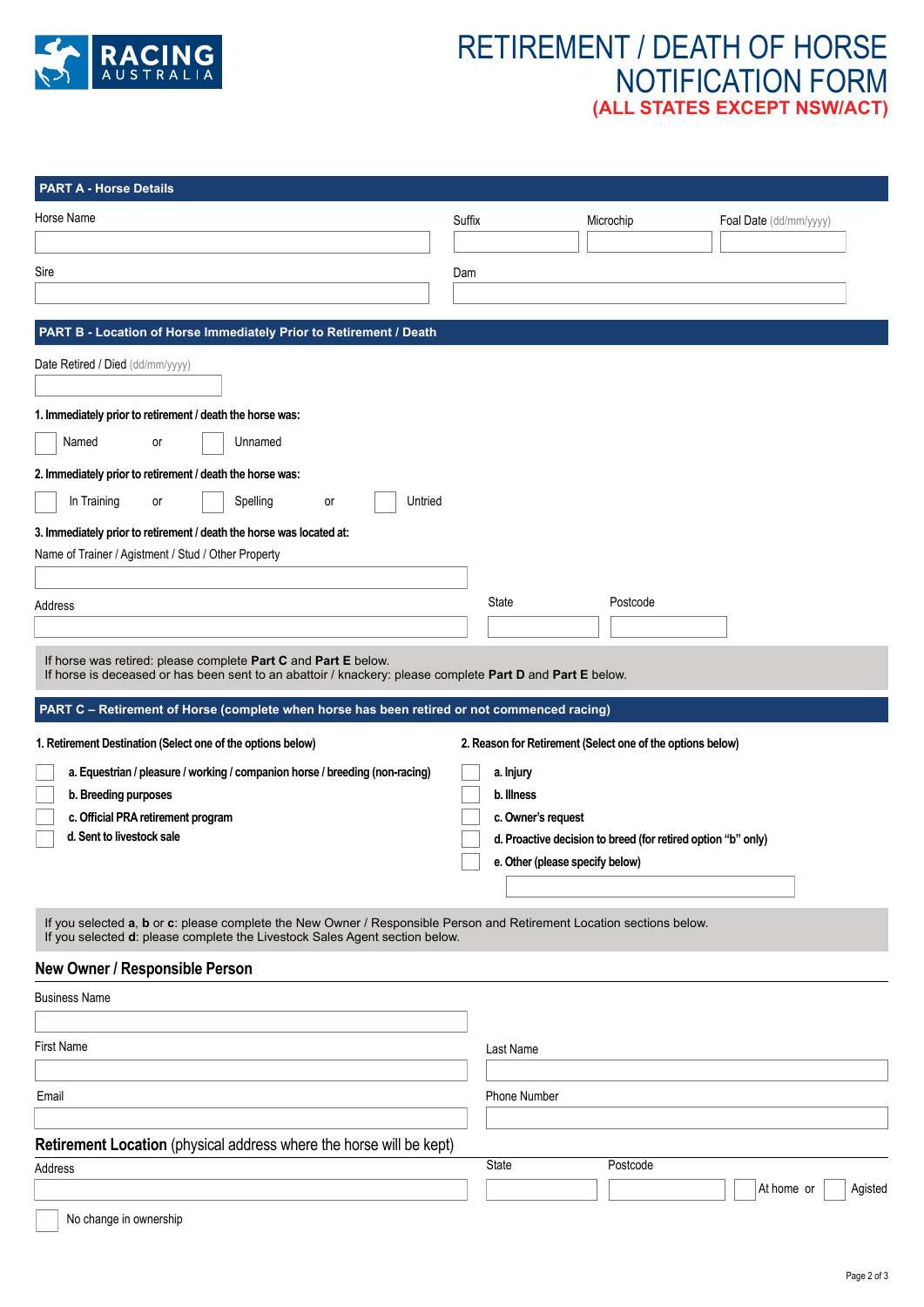# RETIREMENT / DEATH OF HORSE NOTIFICATION FORM

**(ALL STATES EXCEPT NSW/ACT)**

## PART A - Horse Details

Horse Name

Suffix

Microchip

Foal Date (dd/mm/yyyy)

Sire

Dam

## PART B - Location of Horse Immediately Prior to Retirement / Death

Date Retired / Died (dd/mm/yyyy)

**1. Immediately prior to retirement / death the horse was:**

☐ Named or ☐ Unnamed

**2. Immediately prior to retirement / death the horse was:**

☐ In Training or ☐ Spelling or ☐ Untried

**3. Immediately prior to retirement / death the horse was located at:**

Name of Trainer / Agistment / Stud / Other Property

Address

State

Postcode

If horse was retired: please complete **Part C** and **Part E** below.
If horse is deceased or has been sent to an abattoir / knackery: please complete **Part D** and **Part E** below.

## PART C – Retirement of Horse (complete when horse has been retired or not commenced racing)

**1. Retirement Destination (Select one of the options below)**

- ☐ **a. Equestrian / pleasure / working / companion horse / breeding (non-racing)**
- ☐ **b. Breeding purposes**
- ☐ **c. Official PRA retirement program**
- ☐ **d. Sent to livestock sale**

**2. Reason for Retirement (Select one of the options below)**

- ☐ **a. Injury**
- ☐ **b. Illness**
- ☐ **c. Owner's request**
- ☐ **d. Proactive decision to breed (for retired option "b" only)**
- ☐ **e. Other (please specify below)**

If you selected **a**, **b** or **c**: please complete the New Owner / Responsible Person and Retirement Location sections below.
If you selected **d**: please complete the Livestock Sales Agent section below.

### New Owner / Responsible Person

Business Name

First Name

Last Name

Email

Phone Number

### Retirement Location (physical address where the horse will be kept)

Address

State

Postcode

☐ At home or ☐ Agisted

☐ No change in ownership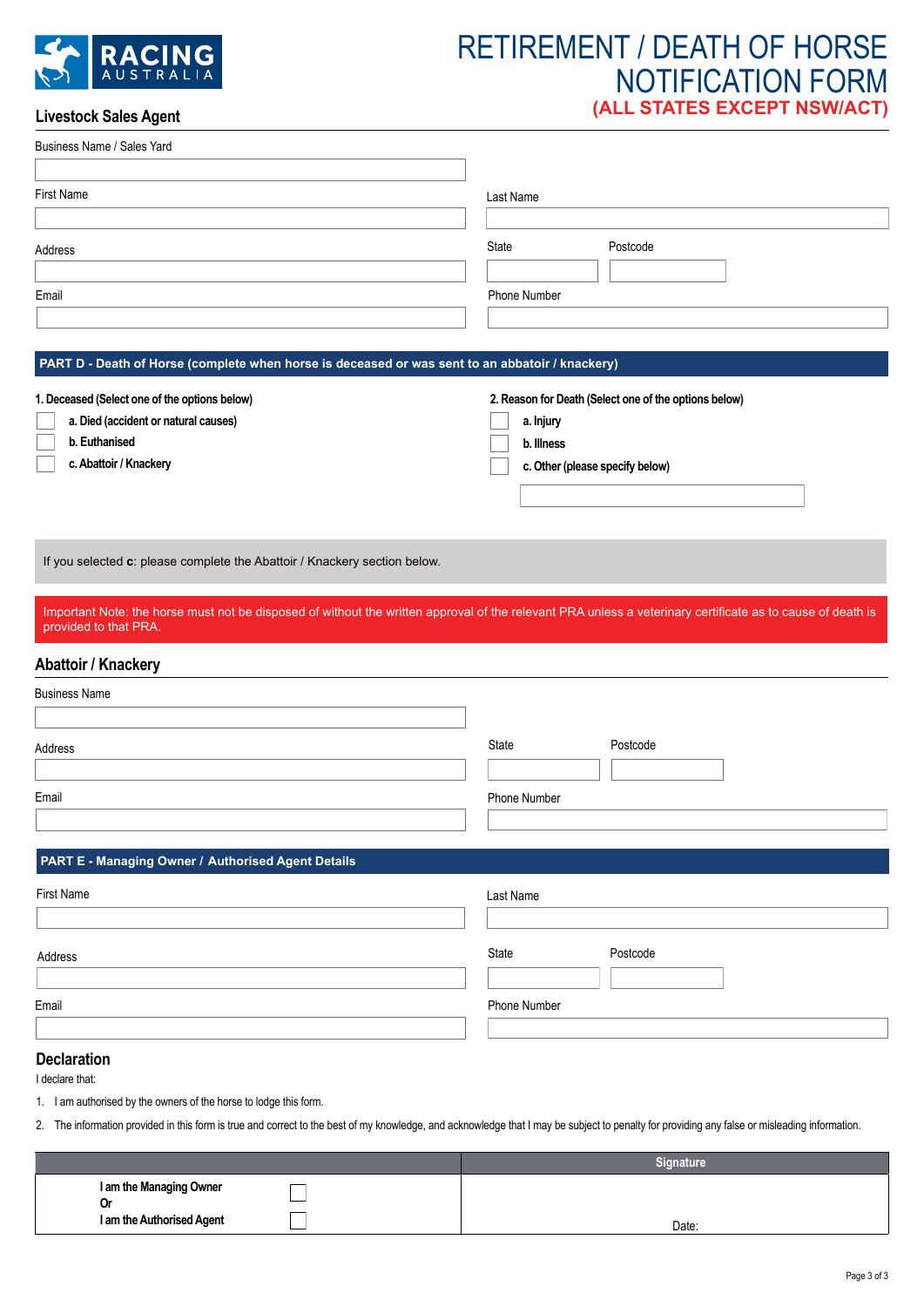RACING AUSTRALIA

# RETIREMENT / DEATH OF HORSE NOTIFICATION FORM

**(ALL STATES EXCEPT NSW/ACT)**

## Livestock Sales Agent

Business Name / Sales Yard

First Name

Last Name

Address

State

Postcode

Email

Phone Number

## PART D - Death of Horse (complete when horse is deceased or was sent to an abbatoir / knackery)

**1. Deceased (Select one of the options below)**

- ☐ **a. Died (accident or natural causes)**
- ☐ **b. Euthanised**
- ☐ **c. Abattoir / Knackery**

**2. Reason for Death (Select one of the options below)**

- ☐ **a. Injury**
- ☐ **b. Illness**
- ☐ **c. Other (please specify below)**

If you selected **c**: please complete the Abattoir / Knackery section below.

Important Note: the horse must not be disposed of without the written approval of the relevant PRA unless a veterinary certificate as to cause of death is provided to that PRA.

## Abattoir / Knackery

Business Name

Address

State

Postcode

Email

Phone Number

## PART E - Managing Owner / Authorised Agent Details

First Name

Last Name

Address

State

Postcode

Email

Phone Number

## Declaration

I declare that:

1. I am authorised by the owners of the horse to lodge this form.
2. The information provided in this form is true and correct to the best of my knowledge, and acknowledge that I may be subject to penalty for providing any false or misleading information.

| | Signature |
|---|---|
| **I am the Managing Owner** ☐<br>**Or**<br>**I am the Authorised Agent** ☐ | Date: |